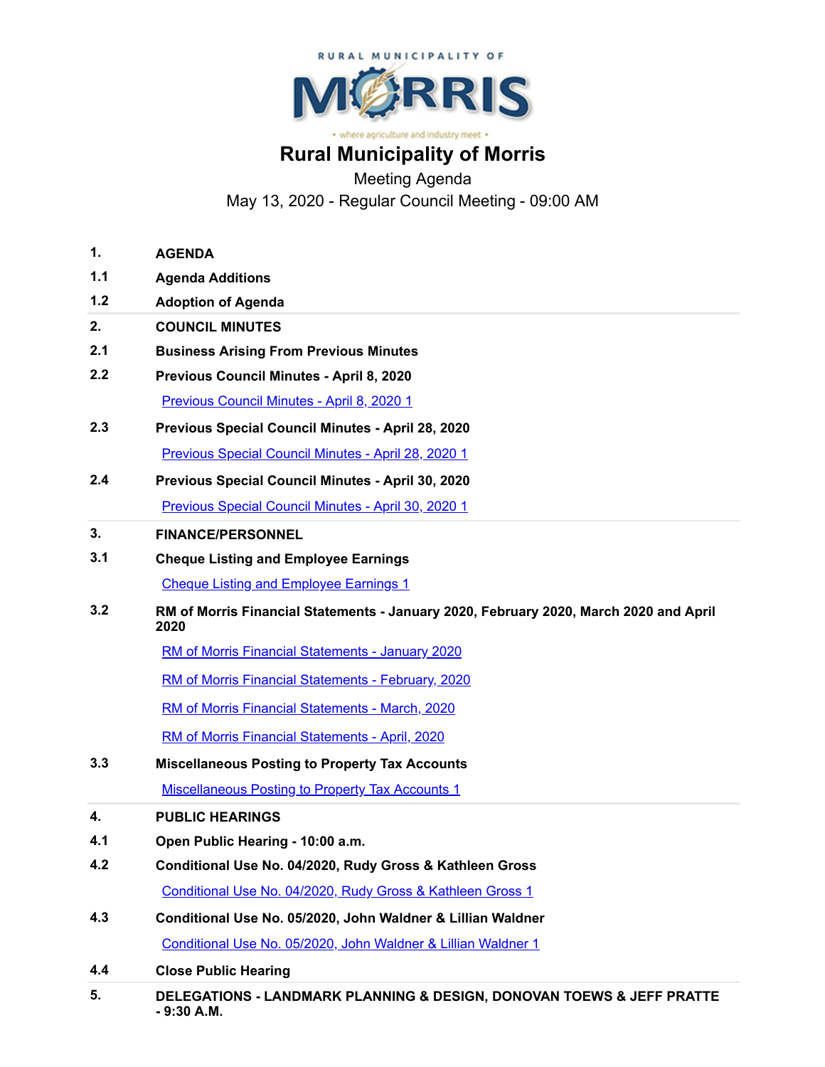RURAL MUNICIPALITY OF

MORRIS

• where agriculture and industry meet •

# Rural Municipality of Morris

Meeting Agenda

May 13, 2020 - Regular Council Meeting - 09:00 AM

**1. AGENDA**

**1.1 Agenda Additions**

**1.2 Adoption of Agenda**

**2. COUNCIL MINUTES**

**2.1 Business Arising From Previous Minutes**

**2.2 Previous Council Minutes - April 8, 2020**

Previous Council Minutes - April 8, 2020 1

**2.3 Previous Special Council Minutes - April 28, 2020**

Previous Special Council Minutes - April 28, 2020 1

**2.4 Previous Special Council Minutes - April 30, 2020**

Previous Special Council Minutes - April 30, 2020 1

**3. FINANCE/PERSONNEL**

**3.1 Cheque Listing and Employee Earnings**

Cheque Listing and Employee Earnings 1

**3.2 RM of Morris Financial Statements - January 2020, February 2020, March 2020 and April 2020**

RM of Morris Financial Statements - January 2020

RM of Morris Financial Statements - February, 2020

RM of Morris Financial Statements - March, 2020

RM of Morris Financial Statements - April, 2020

**3.3 Miscellaneous Posting to Property Tax Accounts**

Miscellaneous Posting to Property Tax Accounts 1

**4. PUBLIC HEARINGS**

**4.1 Open Public Hearing - 10:00 a.m.**

**4.2 Conditional Use No. 04/2020, Rudy Gross & Kathleen Gross**

Conditional Use No. 04/2020, Rudy Gross & Kathleen Gross 1

**4.3 Conditional Use No. 05/2020, John Waldner & Lillian Waldner**

Conditional Use No. 05/2020, John Waldner & Lillian Waldner 1

**4.4 Close Public Hearing**

**5. DELEGATIONS - LANDMARK PLANNING & DESIGN, DONOVAN TOEWS & JEFF PRATTE - 9:30 A.M.**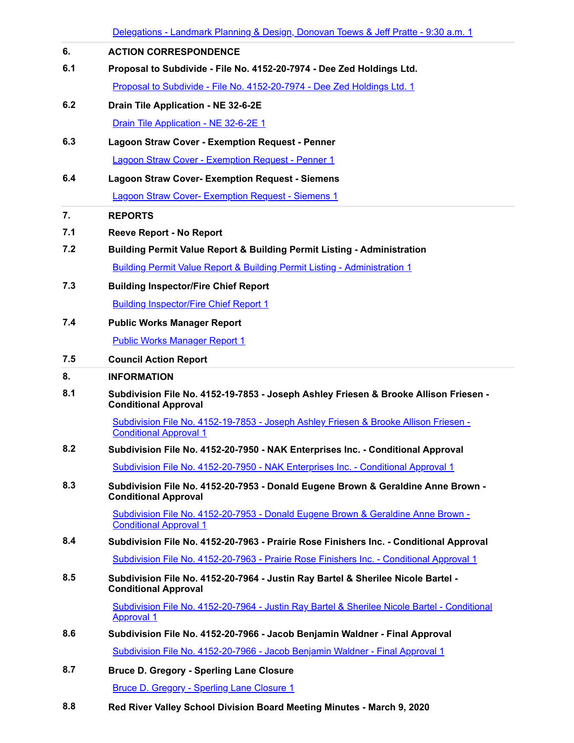[Delegations - Landmark Planning & Design, Donovan Toews & Jeff Pratte - 9:30 a.m. 1]

**6. ACTION CORRESPONDENCE**

**6.1 Proposal to Subdivide - File No. 4152-20-7974 - Dee Zed Holdings Ltd.**

[Proposal to Subdivide - File No. 4152-20-7974 - Dee Zed Holdings Ltd. 1]

**6.2 Drain Tile Application - NE 32-6-2E**

[Drain Tile Application - NE 32-6-2E 1]

**6.3 Lagoon Straw Cover - Exemption Request - Penner**

[Lagoon Straw Cover - Exemption Request - Penner 1]

**6.4 Lagoon Straw Cover- Exemption Request - Siemens**

[Lagoon Straw Cover- Exemption Request - Siemens 1]

**7. REPORTS**

**7.1 Reeve Report - No Report**

**7.2 Building Permit Value Report & Building Permit Listing - Administration**

[Building Permit Value Report & Building Permit Listing - Administration 1]

**7.3 Building Inspector/Fire Chief Report**

[Building Inspector/Fire Chief Report 1]

**7.4 Public Works Manager Report**

[Public Works Manager Report 1]

**7.5 Council Action Report**

**8. INFORMATION**

**8.1 Subdivision File No. 4152-19-7853 - Joseph Ashley Friesen & Brooke Allison Friesen - Conditional Approval**

[Subdivision File No. 4152-19-7853 - Joseph Ashley Friesen & Brooke Allison Friesen - Conditional Approval 1]

**8.2 Subdivision File No. 4152-20-7950 - NAK Enterprises Inc. - Conditional Approval**

[Subdivision File No. 4152-20-7950 - NAK Enterprises Inc. - Conditional Approval 1]

**8.3 Subdivision File No. 4152-20-7953 - Donald Eugene Brown & Geraldine Anne Brown - Conditional Approval**

[Subdivision File No. 4152-20-7953 - Donald Eugene Brown & Geraldine Anne Brown - Conditional Approval 1]

**8.4 Subdivision File No. 4152-20-7963 - Prairie Rose Finishers Inc. - Conditional Approval**

[Subdivision File No. 4152-20-7963 - Prairie Rose Finishers Inc. - Conditional Approval 1]

**8.5 Subdivision File No. 4152-20-7964 - Justin Ray Bartel & Sherilee Nicole Bartel - Conditional Approval**

[Subdivision File No. 4152-20-7964 - Justin Ray Bartel & Sherilee Nicole Bartel - Conditional Approval 1]

**8.6 Subdivision File No. 4152-20-7966 - Jacob Benjamin Waldner - Final Approval**

[Subdivision File No. 4152-20-7966 - Jacob Benjamin Waldner - Final Approval 1]

**8.7 Bruce D. Gregory - Sperling Lane Closure**

[Bruce D. Gregory - Sperling Lane Closure 1]

**8.8 Red River Valley School Division Board Meeting Minutes - March 9, 2020**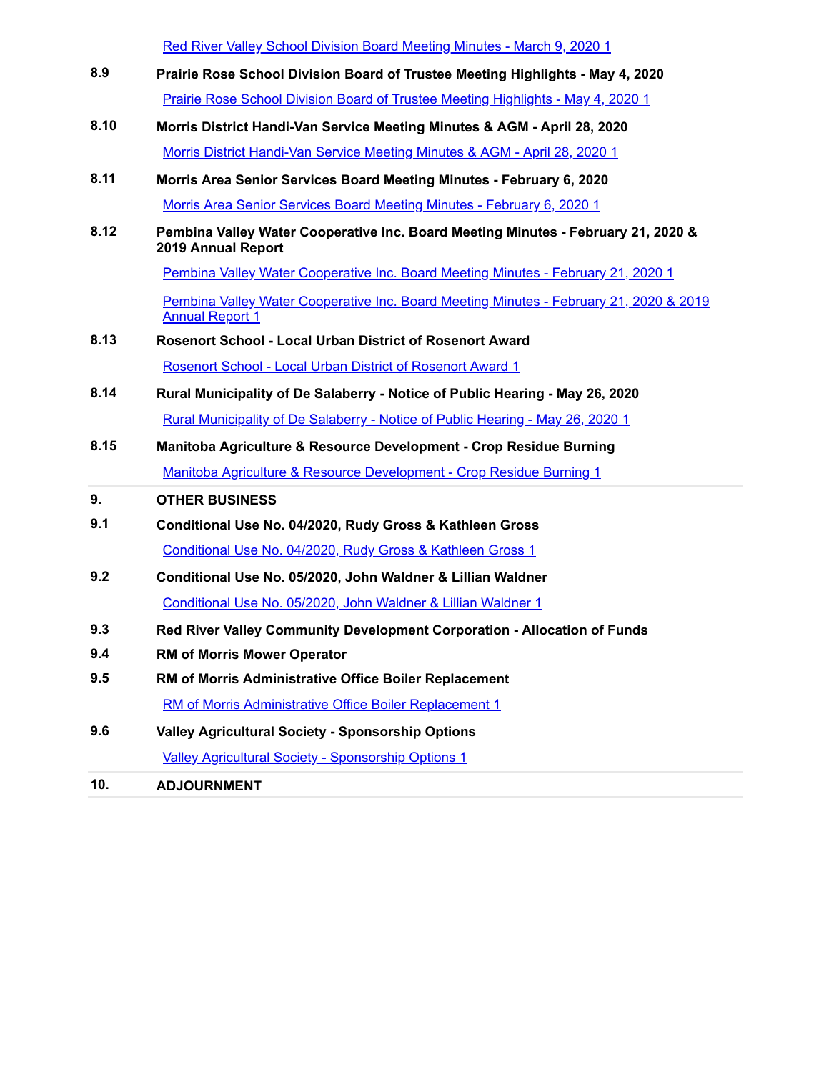[Red River Valley School Division Board Meeting Minutes - March 9, 2020 1]

**8.9 Prairie Rose School Division Board of Trustee Meeting Highlights - May 4, 2020**

[Prairie Rose School Division Board of Trustee Meeting Highlights - May 4, 2020 1]

**8.10 Morris District Handi-Van Service Meeting Minutes & AGM - April 28, 2020**

[Morris District Handi-Van Service Meeting Minutes & AGM - April 28, 2020 1]

**8.11 Morris Area Senior Services Board Meeting Minutes - February 6, 2020**

[Morris Area Senior Services Board Meeting Minutes - February 6, 2020 1]

**8.12 Pembina Valley Water Cooperative Inc. Board Meeting Minutes - February 21, 2020 & 2019 Annual Report**

[Pembina Valley Water Cooperative Inc. Board Meeting Minutes - February 21, 2020 1]

[Pembina Valley Water Cooperative Inc. Board Meeting Minutes - February 21, 2020 & 2019 Annual Report 1]

**8.13 Rosenort School - Local Urban District of Rosenort Award**

[Rosenort School - Local Urban District of Rosenort Award 1]

**8.14 Rural Municipality of De Salaberry - Notice of Public Hearing - May 26, 2020**

[Rural Municipality of De Salaberry - Notice of Public Hearing - May 26, 2020 1]

**8.15 Manitoba Agriculture & Resource Development - Crop Residue Burning**

[Manitoba Agriculture & Resource Development - Crop Residue Burning 1]

## 9. OTHER BUSINESS

**9.1 Conditional Use No. 04/2020, Rudy Gross & Kathleen Gross**

[Conditional Use No. 04/2020, Rudy Gross & Kathleen Gross 1]

**9.2 Conditional Use No. 05/2020, John Waldner & Lillian Waldner**

[Conditional Use No. 05/2020, John Waldner & Lillian Waldner 1]

**9.3 Red River Valley Community Development Corporation - Allocation of Funds**

**9.4 RM of Morris Mower Operator**

**9.5 RM of Morris Administrative Office Boiler Replacement**

[RM of Morris Administrative Office Boiler Replacement 1]

**9.6 Valley Agricultural Society - Sponsorship Options**

[Valley Agricultural Society - Sponsorship Options 1]

## 10. ADJOURNMENT